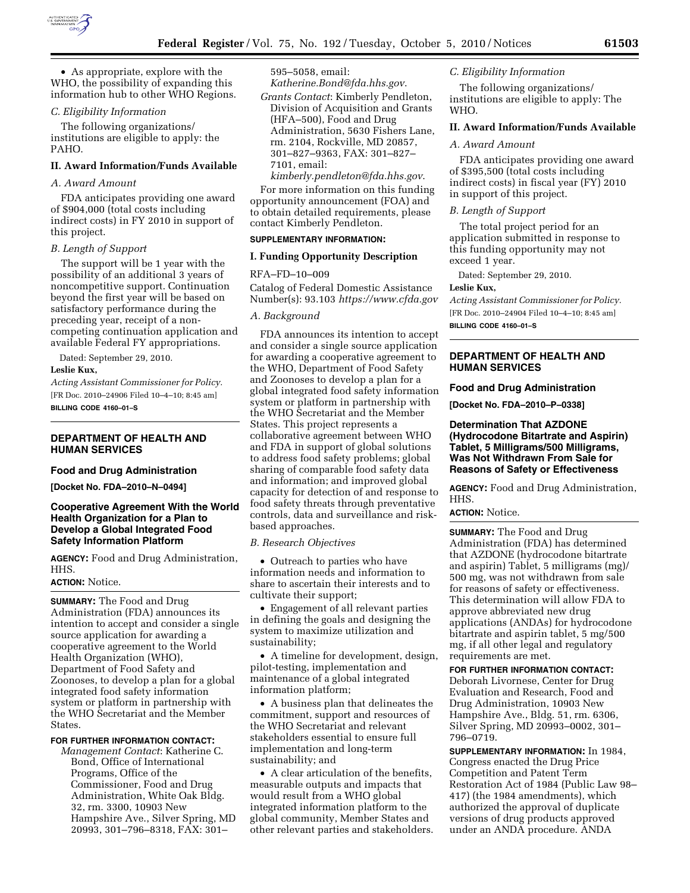- As appropriate, explore with the WHO, the possibility of expanding this information hub to other WHO Regions.

*C. Eligibility Information*

The following organizations/ institutions are eligible to apply: the PAHO.

### II. Award Information/Funds Available

*A. Award Amount*

FDA anticipates providing one award of $904,000 (total costs including indirect costs) in FY 2010 in support of this project.

*B. Length of Support*

The support will be 1 year with the possibility of an additional 3 years of noncompetitive support. Continuation beyond the first year will be based on satisfactory performance during the preceding year, receipt of a non-competing continuation application and available Federal FY appropriations.

Dated: September 29, 2010.

**Leslie Kux,**

*Acting Assistant Commissioner for Policy.*

[FR Doc. 2010–24906 Filed 10–4–10; 8:45 am]

**BILLING CODE 4160–01–S**

## DEPARTMENT OF HEALTH AND HUMAN SERVICES

### Food and Drug Administration

**[Docket No. FDA–2010–N–0494]**

### Cooperative Agreement With the World Health Organization for a Plan to Develop a Global Integrated Food Safety Information Platform

**AGENCY:** Food and Drug Administration, HHS.

**ACTION:** Notice.

**SUMMARY:** The Food and Drug Administration (FDA) announces its intention to accept and consider a single source application for awarding a cooperative agreement to the World Health Organization (WHO), Department of Food Safety and Zoonoses, to develop a plan for a global integrated food safety information system or platform in partnership with the WHO Secretariat and the Member States.

**FOR FURTHER INFORMATION CONTACT:**

*Management Contact*: Katherine C. Bond, Office of International Programs, Office of the Commissioner, Food and Drug Administration, White Oak Bldg. 32, rm. 3300, 10903 New Hampshire Ave., Silver Spring, MD 20993, 301–796–8318, FAX: 301–595–5058, email: *Katherine.Bond@fda.hhs.gov*.

*Grants Contact*: Kimberly Pendleton, Division of Acquisition and Grants (HFA–500), Food and Drug Administration, 5630 Fishers Lane, rm. 2104, Rockville, MD 20857, 301–827–9363, FAX: 301–827–7101, email: *kimberly.pendleton@fda.hhs.gov*.

For more information on this funding opportunity announcement (FOA) and to obtain detailed requirements, please contact Kimberly Pendleton.

**SUPPLEMENTARY INFORMATION:**

### I. Funding Opportunity Description

RFA–FD–10–009

Catalog of Federal Domestic Assistance Number(s): 93.103 *https://www.cfda.gov*

*A. Background*

FDA announces its intention to accept and consider a single source application for awarding a cooperative agreement to the WHO, Department of Food Safety and Zoonoses to develop a plan for a global integrated food safety information system or platform in partnership with the WHO Secretariat and the Member States. This project represents a collaborative agreement between WHO and FDA in support of global solutions to address food safety problems; global sharing of comparable food safety data and information; and improved global capacity for detection of and response to food safety threats through preventative controls, data and surveillance and risk-based approaches.

*B. Research Objectives*

- Outreach to parties who have information needs and information to share to ascertain their interests and to cultivate their support;
- Engagement of all relevant parties in defining the goals and designing the system to maximize utilization and sustainability;
- A timeline for development, design, pilot-testing, implementation and maintenance of a global integrated information platform;
- A business plan that delineates the commitment, support and resources of the WHO Secretariat and relevant stakeholders essential to ensure full implementation and long-term sustainability; and
- A clear articulation of the benefits, measurable outputs and impacts that would result from a WHO global integrated information platform to the global community, Member States and other relevant parties and stakeholders.

*C. Eligibility Information*

The following organizations/ institutions are eligible to apply: The WHO.

### II. Award Information/Funds Available

*A. Award Amount*

FDA anticipates providing one award of $395,500 (total costs including indirect costs) in fiscal year (FY) 2010 in support of this project.

*B. Length of Support*

The total project period for an application submitted in response to this funding opportunity may not exceed 1 year.

Dated: September 29, 2010.

**Leslie Kux,**

*Acting Assistant Commissioner for Policy.*

[FR Doc. 2010–24904 Filed 10–4–10; 8:45 am]

**BILLING CODE 4160–01–S**

## DEPARTMENT OF HEALTH AND HUMAN SERVICES

### Food and Drug Administration

**[Docket No. FDA–2010–P–0338]**

### Determination That AZDONE (Hydrocodone Bitartrate and Aspirin) Tablet, 5 Milligrams/500 Milligrams, Was Not Withdrawn From Sale for Reasons of Safety or Effectiveness

**AGENCY:** Food and Drug Administration, HHS.

**ACTION:** Notice.

**SUMMARY:** The Food and Drug Administration (FDA) has determined that AZDONE (hydrocodone bitartrate and aspirin) Tablet, 5 milligrams (mg)/ 500 mg, was not withdrawn from sale for reasons of safety or effectiveness. This determination will allow FDA to approve abbreviated new drug applications (ANDAs) for hydrocodone bitartrate and aspirin tablet, 5 mg/500 mg, if all other legal and regulatory requirements are met.

**FOR FURTHER INFORMATION CONTACT:** Deborah Livornese, Center for Drug Evaluation and Research, Food and Drug Administration, 10903 New Hampshire Ave., Bldg. 51, rm. 6306, Silver Spring, MD 20993–0002, 301–796–0719.

**SUPPLEMENTARY INFORMATION:** In 1984, Congress enacted the Drug Price Competition and Patent Term Restoration Act of 1984 (Public Law 98–417) (the 1984 amendments), which authorized the approval of duplicate versions of drug products approved under an ANDA procedure. ANDA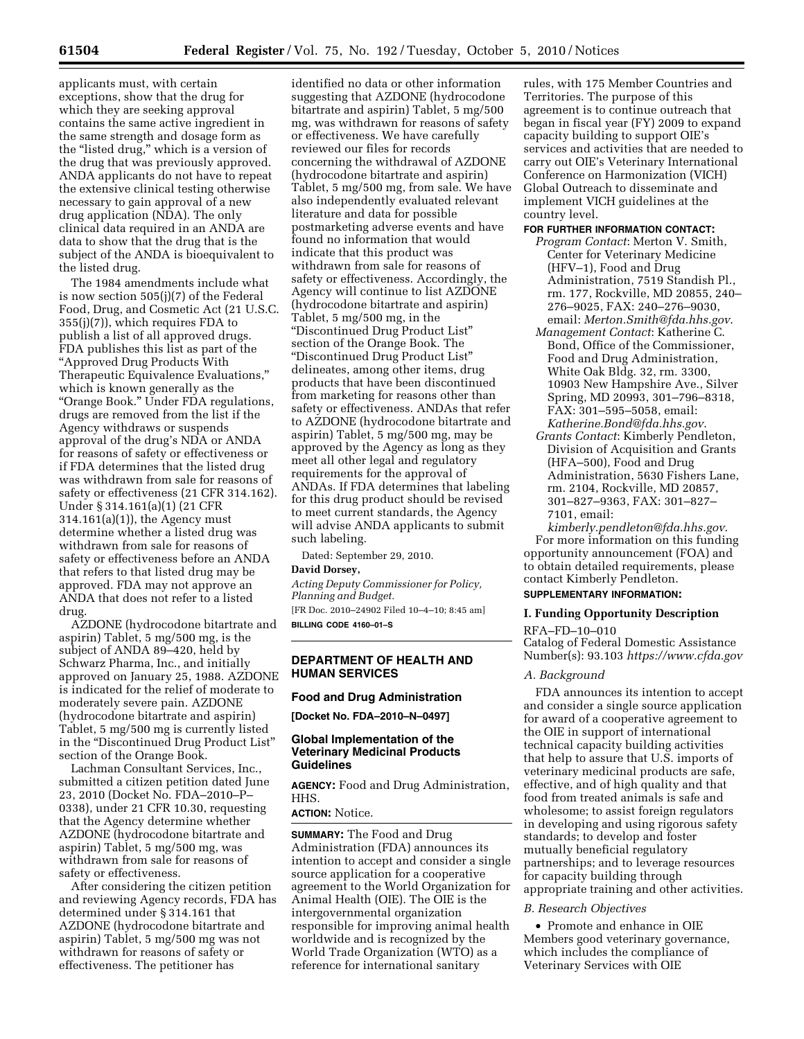applicants must, with certain exceptions, show that the drug for which they are seeking approval contains the same active ingredient in the same strength and dosage form as the "listed drug," which is a version of the drug that was previously approved. ANDA applicants do not have to repeat the extensive clinical testing otherwise necessary to gain approval of a new drug application (NDA). The only clinical data required in an ANDA are data to show that the drug that is the subject of the ANDA is bioequivalent to the listed drug.

The 1984 amendments include what is now section 505(j)(7) of the Federal Food, Drug, and Cosmetic Act (21 U.S.C. 355(j)(7)), which requires FDA to publish a list of all approved drugs. FDA publishes this list as part of the "Approved Drug Products With Therapeutic Equivalence Evaluations," which is known generally as the "Orange Book." Under FDA regulations, drugs are removed from the list if the Agency withdraws or suspends approval of the drug's NDA or ANDA for reasons of safety or effectiveness or if FDA determines that the listed drug was withdrawn from sale for reasons of safety or effectiveness (21 CFR 314.162). Under § 314.161(a)(1) (21 CFR 314.161(a)(1)), the Agency must determine whether a listed drug was withdrawn from sale for reasons of safety or effectiveness before an ANDA that refers to that listed drug may be approved. FDA may not approve an ANDA that does not refer to a listed drug.

AZDONE (hydrocodone bitartrate and aspirin) Tablet, 5 mg/500 mg, is the subject of ANDA 89–420, held by Schwarz Pharma, Inc., and initially approved on January 25, 1988. AZDONE is indicated for the relief of moderate to moderately severe pain. AZDONE (hydrocodone bitartrate and aspirin) Tablet, 5 mg/500 mg is currently listed in the "Discontinued Drug Product List" section of the Orange Book.

Lachman Consultant Services, Inc., submitted a citizen petition dated June 23, 2010 (Docket No. FDA–2010–P–0338), under 21 CFR 10.30, requesting that the Agency determine whether AZDONE (hydrocodone bitartrate and aspirin) Tablet, 5 mg/500 mg, was withdrawn from sale for reasons of safety or effectiveness.

After considering the citizen petition and reviewing Agency records, FDA has determined under § 314.161 that AZDONE (hydrocodone bitartrate and aspirin) Tablet, 5 mg/500 mg was not withdrawn for reasons of safety or effectiveness. The petitioner has identified no data or other information suggesting that AZDONE (hydrocodone bitartrate and aspirin) Tablet, 5 mg/500 mg, was withdrawn for reasons of safety or effectiveness. We have carefully reviewed our files for records concerning the withdrawal of AZDONE (hydrocodone bitartrate and aspirin) Tablet, 5 mg/500 mg, from sale. We have also independently evaluated relevant literature and data for possible postmarketing adverse events and have found no information that would indicate that this product was withdrawn from sale for reasons of safety or effectiveness. Accordingly, the Agency will continue to list AZDONE (hydrocodone bitartrate and aspirin) Tablet, 5 mg/500 mg, in the "Discontinued Drug Product List" section of the Orange Book. The "Discontinued Drug Product List" delineates, among other items, drug products that have been discontinued from marketing for reasons other than safety or effectiveness. ANDAs that refer to AZDONE (hydrocodone bitartrate and aspirin) Tablet, 5 mg/500 mg, may be approved by the Agency as long as they meet all other legal and regulatory requirements for the approval of ANDAs. If FDA determines that labeling for this drug product should be revised to meet current standards, the Agency will advise ANDA applicants to submit such labeling.

Dated: September 29, 2010.

**David Dorsey,**

*Acting Deputy Commissioner for Policy, Planning and Budget.*

[FR Doc. 2010–24902 Filed 10–4–10; 8:45 am]

**BILLING CODE 4160–01–S**

---

## DEPARTMENT OF HEALTH AND HUMAN SERVICES

### Food and Drug Administration

**[Docket No. FDA–2010–N–0497]**

### Global Implementation of the Veterinary Medicinal Products Guidelines

**AGENCY:** Food and Drug Administration, HHS.

**ACTION:** Notice.

**SUMMARY:** The Food and Drug Administration (FDA) announces its intention to accept and consider a single source application for a cooperative agreement to the World Organization for Animal Health (OIE). The OIE is the intergovernmental organization responsible for improving animal health worldwide and is recognized by the World Trade Organization (WTO) as a reference for international sanitary rules, with 175 Member Countries and Territories. The purpose of this agreement is to continue outreach that began in fiscal year (FY) 2009 to expand capacity building to support OIE's services and activities that are needed to carry out OIE's Veterinary International Conference on Harmonization (VICH) Global Outreach to disseminate and implement VICH guidelines at the country level.

**FOR FURTHER INFORMATION CONTACT:**

*Program Contact*: Merton V. Smith, Center for Veterinary Medicine (HFV–1), Food and Drug Administration, 7519 Standish Pl., rm. 177, Rockville, MD 20855, 240–276–9025, FAX: 240–276–9030, email: *Merton.Smith@fda.hhs.gov*.

*Management Contact*: Katherine C. Bond, Office of the Commissioner, Food and Drug Administration, White Oak Bldg. 32, rm. 3300, 10903 New Hampshire Ave., Silver Spring, MD 20993, 301–796–8318, FAX: 301–595–5058, email: *Katherine.Bond@fda.hhs.gov*.

*Grants Contact*: Kimberly Pendleton, Division of Acquisition and Grants (HFA–500), Food and Drug Administration, 5630 Fishers Lane, rm. 2104, Rockville, MD 20857, 301–827–9363, FAX: 301–827–7101, email: *kimberly.pendleton@fda.hhs.gov*.

For more information on this funding opportunity announcement (FOA) and to obtain detailed requirements, please contact Kimberly Pendleton.

**SUPPLEMENTARY INFORMATION:**

#### I. Funding Opportunity Description

RFA–FD–10–010

Catalog of Federal Domestic Assistance Number(s): 93.103 *https://www.cfda.gov*

*A. Background*

FDA announces its intention to accept and consider a single source application for award of a cooperative agreement to the OIE in support of international technical capacity building activities that help to assure that U.S. imports of veterinary medicinal products are safe, effective, and of high quality and that food from treated animals is safe and wholesome; to assist foreign regulators in developing and using rigorous safety standards; to develop and foster mutually beneficial regulatory partnerships; and to leverage resources for capacity building through appropriate training and other activities.

*B. Research Objectives*

- Promote and enhance in OIE Members good veterinary governance, which includes the compliance of Veterinary Services with OIE